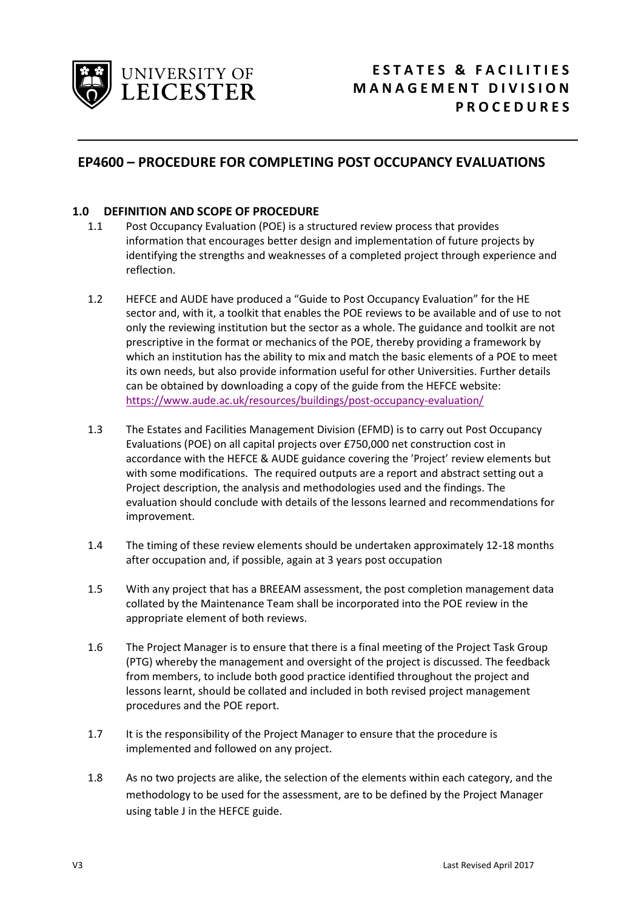# ESTATES & FACILITIES MANAGEMENT DIVISION PROCEDURES

## EP4600 – PROCEDURE FOR COMPLETING POST OCCUPANCY EVALUATIONS

### 1.0 DEFINITION AND SCOPE OF PROCEDURE

1.1 Post Occupancy Evaluation (POE) is a structured review process that provides information that encourages better design and implementation of future projects by identifying the strengths and weaknesses of a completed project through experience and reflection.

1.2 HEFCE and AUDE have produced a "Guide to Post Occupancy Evaluation" for the HE sector and, with it, a toolkit that enables the POE reviews to be available and of use to not only the reviewing institution but the sector as a whole. The guidance and toolkit are not prescriptive in the format or mechanics of the POE, thereby providing a framework by which an institution has the ability to mix and match the basic elements of a POE to meet its own needs, but also provide information useful for other Universities. Further details can be obtained by downloading a copy of the guide from the HEFCE website: https://www.aude.ac.uk/resources/buildings/post-occupancy-evaluation/

1.3 The Estates and Facilities Management Division (EFMD) is to carry out Post Occupancy Evaluations (POE) on all capital projects over £750,000 net construction cost in accordance with the HEFCE & AUDE guidance covering the 'Project' review elements but with some modifications. The required outputs are a report and abstract setting out a Project description, the analysis and methodologies used and the findings. The evaluation should conclude with details of the lessons learned and recommendations for improvement.

1.4 The timing of these review elements should be undertaken approximately 12-18 months after occupation and, if possible, again at 3 years post occupation

1.5 With any project that has a BREEAM assessment, the post completion management data collated by the Maintenance Team shall be incorporated into the POE review in the appropriate element of both reviews.

1.6 The Project Manager is to ensure that there is a final meeting of the Project Task Group (PTG) whereby the management and oversight of the project is discussed. The feedback from members, to include both good practice identified throughout the project and lessons learnt, should be collated and included in both revised project management procedures and the POE report.

1.7 It is the responsibility of the Project Manager to ensure that the procedure is implemented and followed on any project.

1.8 As no two projects are alike, the selection of the elements within each category, and the methodology to be used for the assessment, are to be defined by the Project Manager using table J in the HEFCE guide.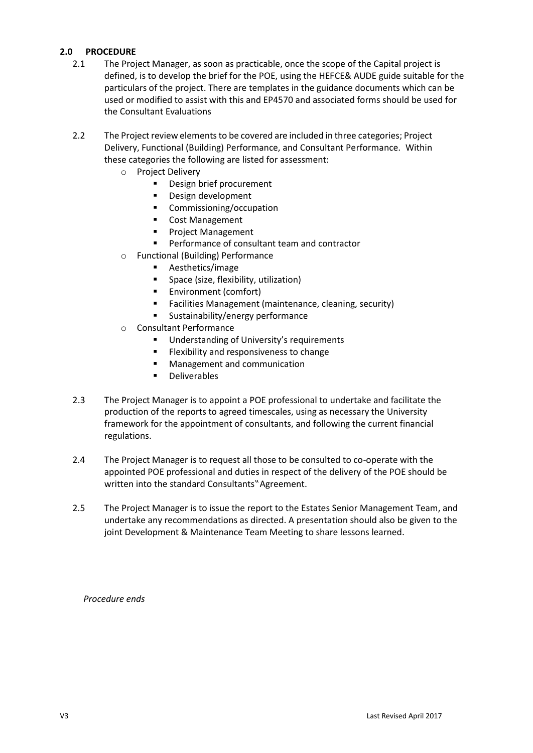## 2.0 PROCEDURE

2.1 The Project Manager, as soon as practicable, once the scope of the Capital project is defined, is to develop the brief for the POE, using the HEFCE& AUDE guide suitable for the particulars of the project. There are templates in the guidance documents which can be used or modified to assist with this and EP4570 and associated forms should be used for the Consultant Evaluations

2.2 The Project review elements to be covered are included in three categories; Project Delivery, Functional (Building) Performance, and Consultant Performance. Within these categories the following are listed for assessment:

- Project Delivery
  - Design brief procurement
  - Design development
  - Commissioning/occupation
  - Cost Management
  - Project Management
  - Performance of consultant team and contractor
- Functional (Building) Performance
  - Aesthetics/image
  - Space (size, flexibility, utilization)
  - Environment (comfort)
  - Facilities Management (maintenance, cleaning, security)
  - Sustainability/energy performance
- Consultant Performance
  - Understanding of University's requirements
  - Flexibility and responsiveness to change
  - Management and communication
  - Deliverables

2.3 The Project Manager is to appoint a POE professional to undertake and facilitate the production of the reports to agreed timescales, using as necessary the University framework for the appointment of consultants, and following the current financial regulations.

2.4 The Project Manager is to request all those to be consulted to co-operate with the appointed POE professional and duties in respect of the delivery of the POE should be written into the standard Consultants‟Agreement.

2.5 The Project Manager is to issue the report to the Estates Senior Management Team, and undertake any recommendations as directed. A presentation should also be given to the joint Development & Maintenance Team Meeting to share lessons learned.

*Procedure ends*

V3 Last Revised April 2017